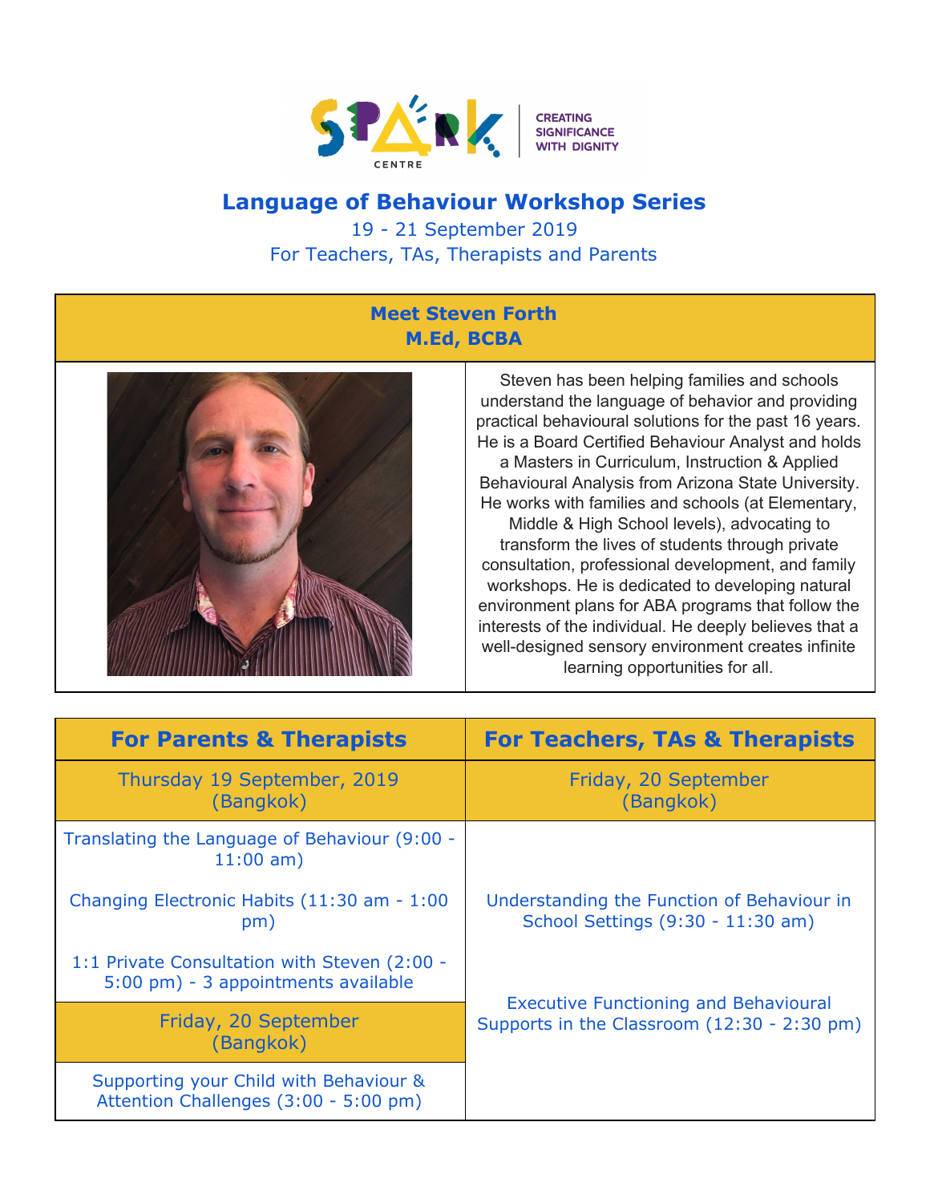SPARK CENTRE | CREATING SIGNIFICANCE WITH DIGNITY

# Language of Behaviour Workshop Series

19 - 21 September 2019

For Teachers, TAs, Therapists and Parents

## Meet Steven Forth
**M.Ed, BCBA**

Steven has been helping families and schools understand the language of behavior and providing practical behavioural solutions for the past 16 years. He is a Board Certified Behaviour Analyst and holds a Masters in Curriculum, Instruction & Applied Behavioural Analysis from Arizona State University. He works with families and schools (at Elementary, Middle & High School levels), advocating to transform the lives of students through private consultation, professional development, and family workshops. He is dedicated to developing natural environment plans for ABA programs that follow the interests of the individual. He deeply believes that a well-designed sensory environment creates infinite learning opportunities for all.

| For Parents & Therapists | For Teachers, TAs & Therapists |
| --- | --- |
| Thursday 19 September, 2019 (Bangkok) | Friday, 20 September (Bangkok) |
| Translating the Language of Behaviour (9:00 - 11:00 am) | Understanding the Function of Behaviour in School Settings (9:30 - 11:30 am) |
| Changing Electronic Habits (11:30 am - 1:00 pm) | |
| 1:1 Private Consultation with Steven (2:00 - 5:00 pm) - 3 appointments available | Executive Functioning and Behavioural Supports in the Classroom (12:30 - 2:30 pm) |
| Friday, 20 September (Bangkok) | |
| Supporting your Child with Behaviour & Attention Challenges (3:00 - 5:00 pm) | |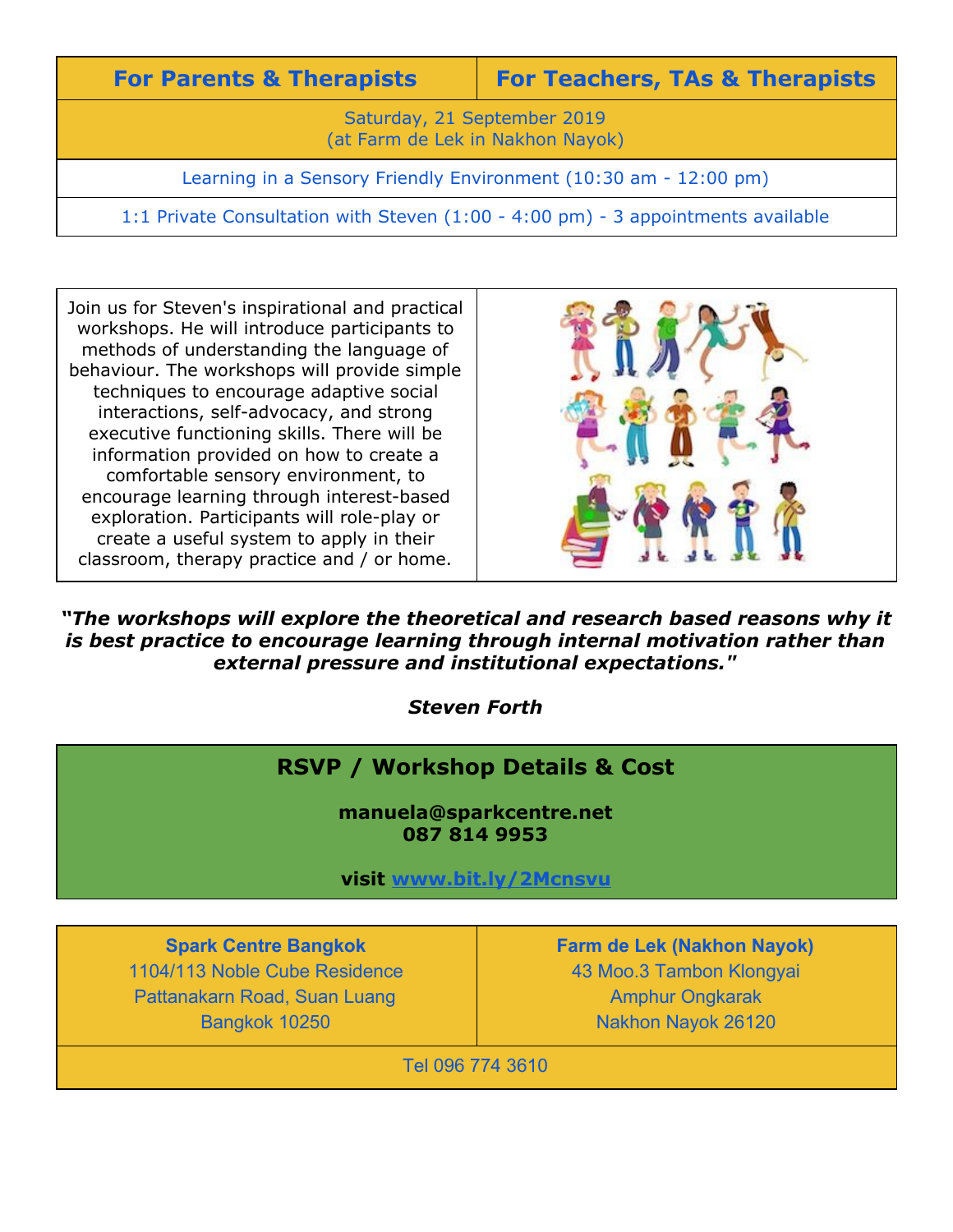| For Parents & Therapists | For Teachers, TAs & Therapists |
| --- | --- |
| Saturday, 21 September 2019 (at Farm de Lek in Nakhon Nayok) | |
| Learning in a Sensory Friendly Environment (10:30 am - 12:00 pm) | |
| 1:1 Private Consultation with Steven (1:00 - 4:00 pm) - 3 appointments available | |

Join us for Steven's inspirational and practical workshops. He will introduce participants to methods of understanding the language of behaviour. The workshops will provide simple techniques to encourage adaptive social interactions, self-advocacy, and strong executive functioning skills. There will be information provided on how to create a comfortable sensory environment, to encourage learning through interest-based exploration. Participants will role-play or create a useful system to apply in their classroom, therapy practice and / or home.

***"The workshops will explore the theoretical and research based reasons why it is best practice to encourage learning through internal motivation rather than external pressure and institutional expectations."***

***Steven Forth***

## RSVP / Workshop Details & Cost

**manuela@sparkcentre.net**
**087 814 9953**

**visit [www.bit.ly/2Mcnsvu](www.bit.ly/2Mcnsvu)**

| Spark Centre Bangkok | Farm de Lek (Nakhon Nayok) |
| --- | --- |
| 1104/113 Noble Cube Residence<br>Pattanakarn Road, Suan Luang<br>Bangkok 10250 | 43 Moo.3 Tambon Klongyai<br>Amphur Ongkarak<br>Nakhon Nayok 26120 |
| Tel 096 774 3610 | |